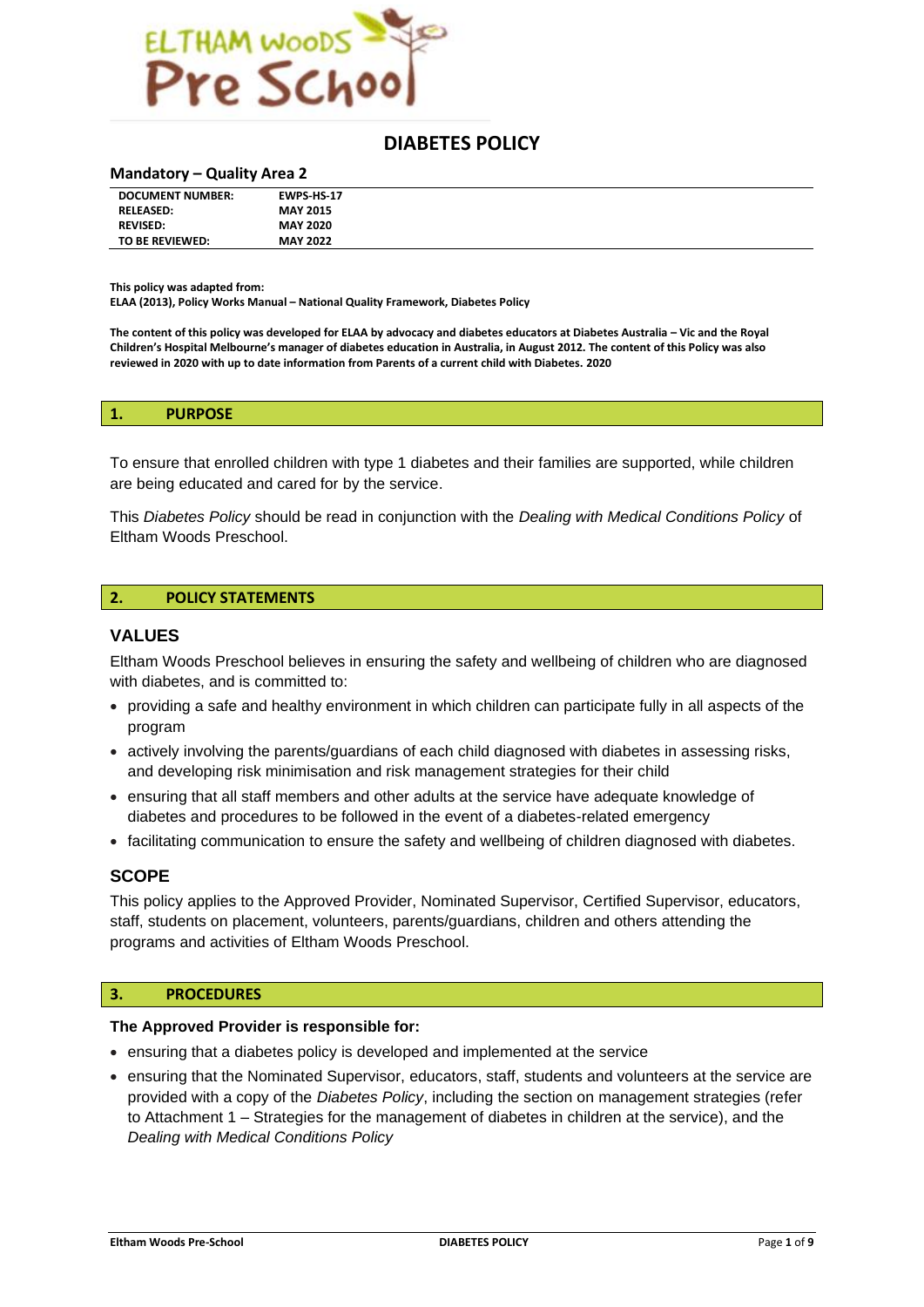# DIABETES POLICY

## Mandatory – Quality Area 2

| DOCUMENT NUMBER: | EWPS-HS-17 |
|---|---|
| RELEASED: | MAY 2015 |
| REVISED: | MAY 2020 |
| TO BE REVIEWED: | MAY 2022 |

**This policy was adapted from:**
**ELAA (2013), Policy Works Manual – National Quality Framework, Diabetes Policy**

**The content of this policy was developed for ELAA by advocacy and diabetes educators at Diabetes Australia – Vic and the Royal Children's Hospital Melbourne's manager of diabetes education in Australia, in August 2012. The content of this Policy was also reviewed in 2020 with up to date information from Parents of a current child with Diabetes. 2020**

## 1. PURPOSE

To ensure that enrolled children with type 1 diabetes and their families are supported, while children are being educated and cared for by the service.

This *Diabetes Policy* should be read in conjunction with the *Dealing with Medical Conditions Policy* of Eltham Woods Preschool.

## 2. POLICY STATEMENTS

### VALUES

Eltham Woods Preschool believes in ensuring the safety and wellbeing of children who are diagnosed with diabetes, and is committed to:

- providing a safe and healthy environment in which children can participate fully in all aspects of the program
- actively involving the parents/guardians of each child diagnosed with diabetes in assessing risks, and developing risk minimisation and risk management strategies for their child
- ensuring that all staff members and other adults at the service have adequate knowledge of diabetes and procedures to be followed in the event of a diabetes-related emergency
- facilitating communication to ensure the safety and wellbeing of children diagnosed with diabetes.

### SCOPE

This policy applies to the Approved Provider, Nominated Supervisor, Certified Supervisor, educators, staff, students on placement, volunteers, parents/guardians, children and others attending the programs and activities of Eltham Woods Preschool.

## 3. PROCEDURES

**The Approved Provider is responsible for:**

- ensuring that a diabetes policy is developed and implemented at the service
- ensuring that the Nominated Supervisor, educators, staff, students and volunteers at the service are provided with a copy of the *Diabetes Policy*, including the section on management strategies (refer to Attachment 1 – Strategies for the management of diabetes in children at the service), and the *Dealing with Medical Conditions Policy*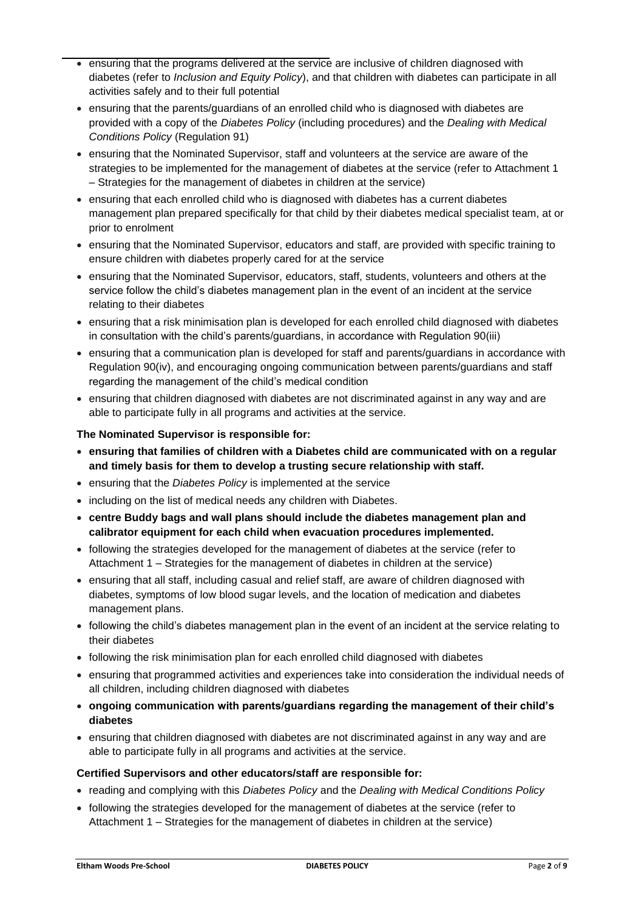- ensuring that the programs delivered at the service are inclusive of children diagnosed with diabetes (refer to *Inclusion and Equity Policy*), and that children with diabetes can participate in all activities safely and to their full potential
- ensuring that the parents/guardians of an enrolled child who is diagnosed with diabetes are provided with a copy of the *Diabetes Policy* (including procedures) and the *Dealing with Medical Conditions Policy* (Regulation 91)
- ensuring that the Nominated Supervisor, staff and volunteers at the service are aware of the strategies to be implemented for the management of diabetes at the service (refer to Attachment 1 – Strategies for the management of diabetes in children at the service)
- ensuring that each enrolled child who is diagnosed with diabetes has a current diabetes management plan prepared specifically for that child by their diabetes medical specialist team, at or prior to enrolment
- ensuring that the Nominated Supervisor, educators and staff, are provided with specific training to ensure children with diabetes properly cared for at the service
- ensuring that the Nominated Supervisor, educators, staff, students, volunteers and others at the service follow the child's diabetes management plan in the event of an incident at the service relating to their diabetes
- ensuring that a risk minimisation plan is developed for each enrolled child diagnosed with diabetes in consultation with the child's parents/guardians, in accordance with Regulation 90(iii)
- ensuring that a communication plan is developed for staff and parents/guardians in accordance with Regulation 90(iv), and encouraging ongoing communication between parents/guardians and staff regarding the management of the child's medical condition
- ensuring that children diagnosed with diabetes are not discriminated against in any way and are able to participate fully in all programs and activities at the service.

**The Nominated Supervisor is responsible for:**

- **ensuring that families of children with a Diabetes child are communicated with on a regular and timely basis for them to develop a trusting secure relationship with staff.**
- ensuring that the *Diabetes Policy* is implemented at the service
- including on the list of medical needs any children with Diabetes.
- **centre Buddy bags and wall plans should include the diabetes management plan and calibrator equipment for each child when evacuation procedures implemented.**
- following the strategies developed for the management of diabetes at the service (refer to Attachment 1 – Strategies for the management of diabetes in children at the service)
- ensuring that all staff, including casual and relief staff, are aware of children diagnosed with diabetes, symptoms of low blood sugar levels, and the location of medication and diabetes management plans.
- following the child's diabetes management plan in the event of an incident at the service relating to their diabetes
- following the risk minimisation plan for each enrolled child diagnosed with diabetes
- ensuring that programmed activities and experiences take into consideration the individual needs of all children, including children diagnosed with diabetes
- **ongoing communication with parents/guardians regarding the management of their child's diabetes**
- ensuring that children diagnosed with diabetes are not discriminated against in any way and are able to participate fully in all programs and activities at the service.

**Certified Supervisors and other educators/staff are responsible for:**

- reading and complying with this *Diabetes Policy* and the *Dealing with Medical Conditions Policy*
- following the strategies developed for the management of diabetes at the service (refer to Attachment 1 – Strategies for the management of diabetes in children at the service)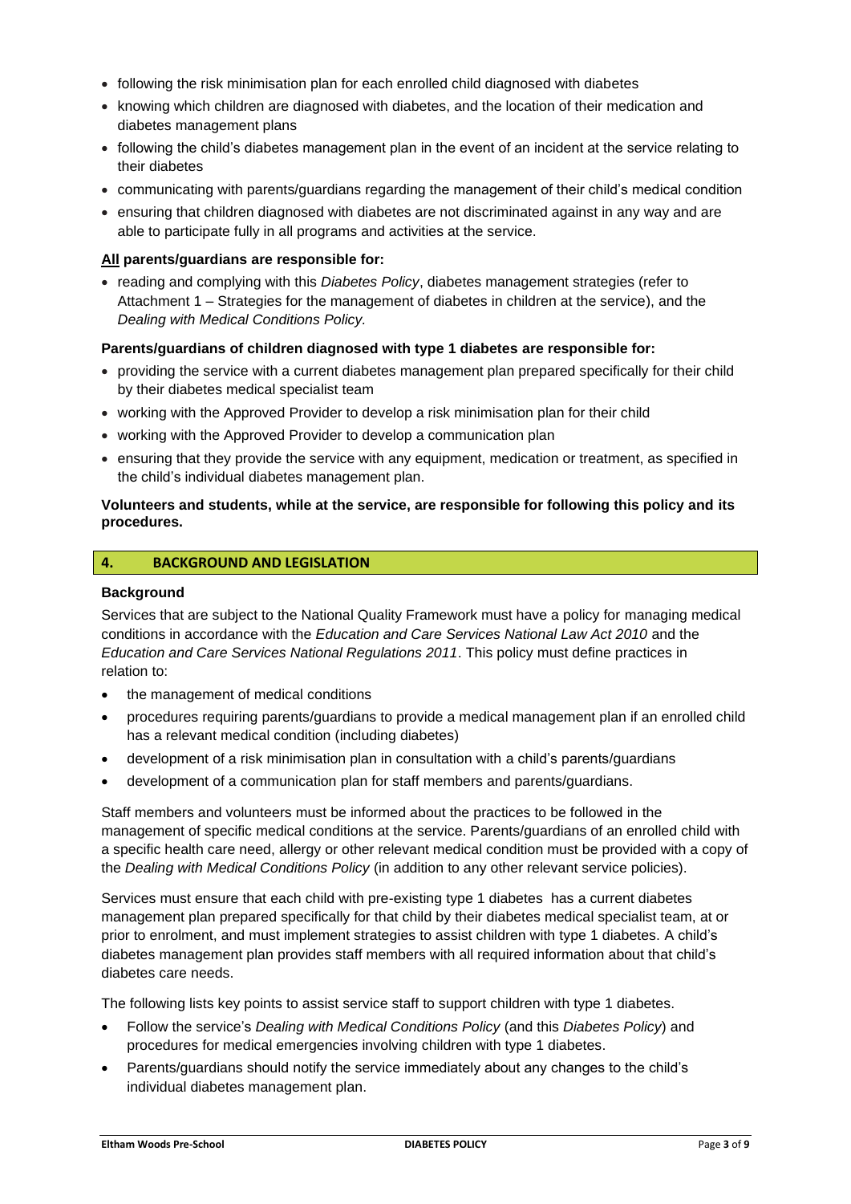- following the risk minimisation plan for each enrolled child diagnosed with diabetes
- knowing which children are diagnosed with diabetes, and the location of their medication and diabetes management plans
- following the child's diabetes management plan in the event of an incident at the service relating to their diabetes
- communicating with parents/guardians regarding the management of their child's medical condition
- ensuring that children diagnosed with diabetes are not discriminated against in any way and are able to participate fully in all programs and activities at the service.

**All parents/guardians are responsible for:**

- reading and complying with this *Diabetes Policy*, diabetes management strategies (refer to Attachment 1 – Strategies for the management of diabetes in children at the service), and the *Dealing with Medical Conditions Policy.*

**Parents/guardians of children diagnosed with type 1 diabetes are responsible for:**

- providing the service with a current diabetes management plan prepared specifically for their child by their diabetes medical specialist team
- working with the Approved Provider to develop a risk minimisation plan for their child
- working with the Approved Provider to develop a communication plan
- ensuring that they provide the service with any equipment, medication or treatment, as specified in the child's individual diabetes management plan.

**Volunteers and students, while at the service, are responsible for following this policy and its procedures.**

## 4. BACKGROUND AND LEGISLATION

**Background**

Services that are subject to the National Quality Framework must have a policy for managing medical conditions in accordance with the *Education and Care Services National Law Act 2010* and the *Education and Care Services National Regulations 2011*. This policy must define practices in relation to:

- the management of medical conditions
- procedures requiring parents/guardians to provide a medical management plan if an enrolled child has a relevant medical condition (including diabetes)
- development of a risk minimisation plan in consultation with a child's parents/guardians
- development of a communication plan for staff members and parents/guardians.

Staff members and volunteers must be informed about the practices to be followed in the management of specific medical conditions at the service. Parents/guardians of an enrolled child with a specific health care need, allergy or other relevant medical condition must be provided with a copy of the *Dealing with Medical Conditions Policy* (in addition to any other relevant service policies).

Services must ensure that each child with pre-existing type 1 diabetes has a current diabetes management plan prepared specifically for that child by their diabetes medical specialist team, at or prior to enrolment, and must implement strategies to assist children with type 1 diabetes. A child's diabetes management plan provides staff members with all required information about that child's diabetes care needs.

The following lists key points to assist service staff to support children with type 1 diabetes.

- Follow the service's *Dealing with Medical Conditions Policy* (and this *Diabetes Policy*) and procedures for medical emergencies involving children with type 1 diabetes.
- Parents/guardians should notify the service immediately about any changes to the child's individual diabetes management plan.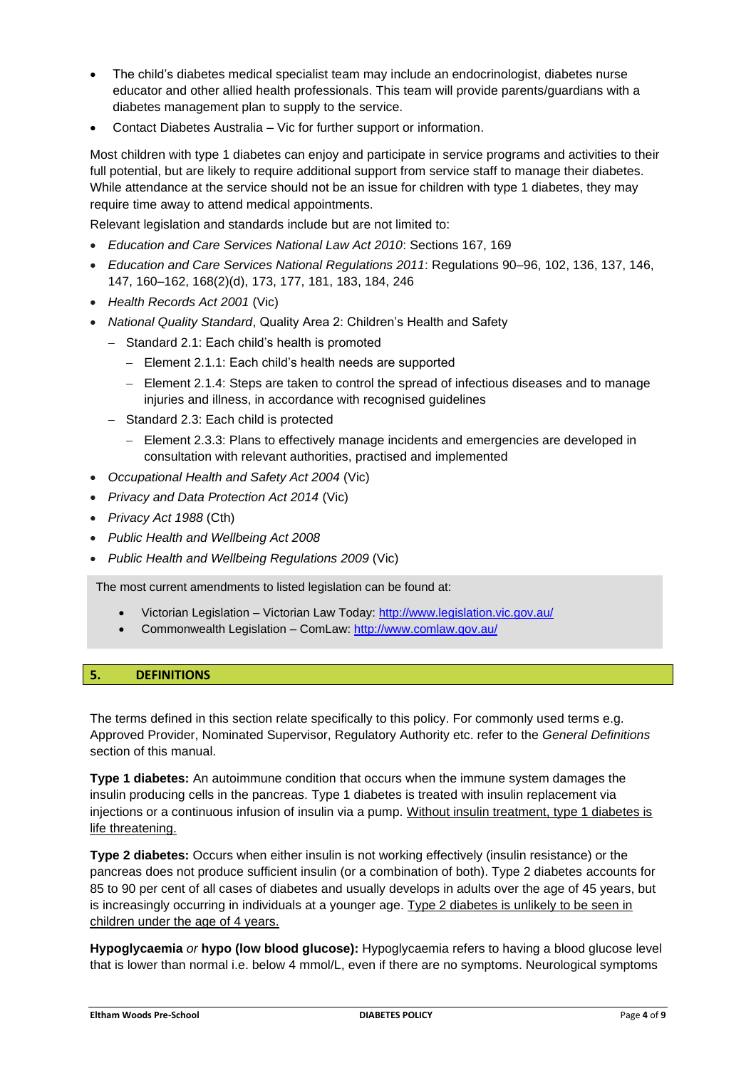- The child's diabetes medical specialist team may include an endocrinologist, diabetes nurse educator and other allied health professionals. This team will provide parents/guardians with a diabetes management plan to supply to the service.
- Contact Diabetes Australia – Vic for further support or information.

Most children with type 1 diabetes can enjoy and participate in service programs and activities to their full potential, but are likely to require additional support from service staff to manage their diabetes. While attendance at the service should not be an issue for children with type 1 diabetes, they may require time away to attend medical appointments.

Relevant legislation and standards include but are not limited to:

- *Education and Care Services National Law Act 2010*: Sections 167, 169
- *Education and Care Services National Regulations 2011*: Regulations 90–96, 102, 136, 137, 146, 147, 160–162, 168(2)(d), 173, 177, 181, 183, 184, 246
- *Health Records Act 2001* (Vic)
- *National Quality Standard*, Quality Area 2: Children's Health and Safety
  - Standard 2.1: Each child's health is promoted
    - Element 2.1.1: Each child's health needs are supported
    - Element 2.1.4: Steps are taken to control the spread of infectious diseases and to manage injuries and illness, in accordance with recognised guidelines
  - Standard 2.3: Each child is protected
    - Element 2.3.3: Plans to effectively manage incidents and emergencies are developed in consultation with relevant authorities, practised and implemented
- *Occupational Health and Safety Act 2004* (Vic)
- *Privacy and Data Protection Act 2014* (Vic)
- *Privacy Act 1988* (Cth)
- *Public Health and Wellbeing Act 2008*
- *Public Health and Wellbeing Regulations 2009* (Vic)

The most current amendments to listed legislation can be found at:

- Victorian Legislation – Victorian Law Today: http://www.legislation.vic.gov.au/
- Commonwealth Legislation – ComLaw: http://www.comlaw.gov.au/

## 5. DEFINITIONS

The terms defined in this section relate specifically to this policy. For commonly used terms e.g. Approved Provider, Nominated Supervisor, Regulatory Authority etc. refer to the *General Definitions* section of this manual.

**Type 1 diabetes:** An autoimmune condition that occurs when the immune system damages the insulin producing cells in the pancreas. Type 1 diabetes is treated with insulin replacement via injections or a continuous infusion of insulin via a pump. Without insulin treatment, type 1 diabetes is life threatening.

**Type 2 diabetes:** Occurs when either insulin is not working effectively (insulin resistance) or the pancreas does not produce sufficient insulin (or a combination of both). Type 2 diabetes accounts for 85 to 90 per cent of all cases of diabetes and usually develops in adults over the age of 45 years, but is increasingly occurring in individuals at a younger age. Type 2 diabetes is unlikely to be seen in children under the age of 4 years.

**Hypoglycaemia** *or* **hypo (low blood glucose):** Hypoglycaemia refers to having a blood glucose level that is lower than normal i.e. below 4 mmol/L, even if there are no symptoms. Neurological symptoms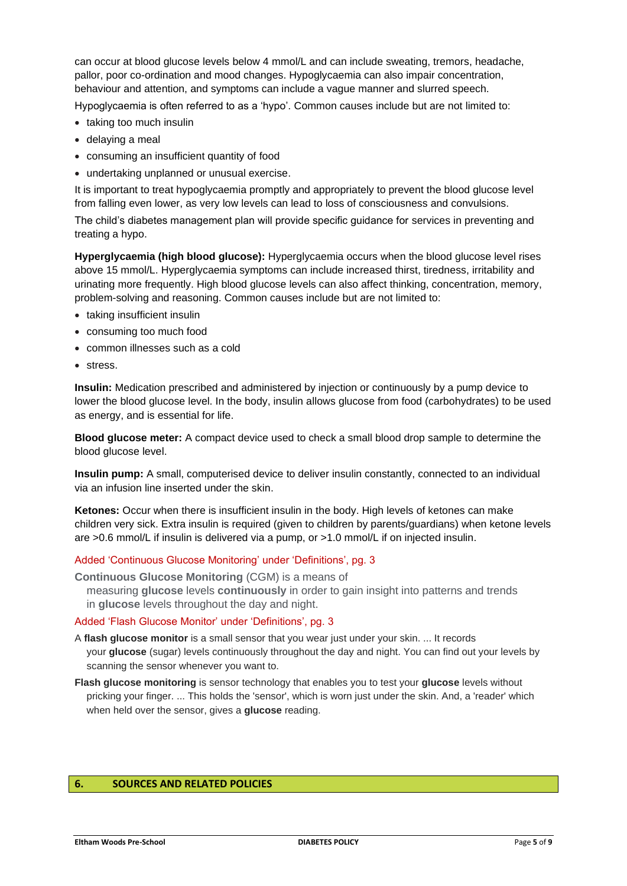can occur at blood glucose levels below 4 mmol/L and can include sweating, tremors, headache, pallor, poor co-ordination and mood changes. Hypoglycaemia can also impair concentration, behaviour and attention, and symptoms can include a vague manner and slurred speech.

Hypoglycaemia is often referred to as a 'hypo'. Common causes include but are not limited to:

- taking too much insulin
- delaying a meal
- consuming an insufficient quantity of food
- undertaking unplanned or unusual exercise.

It is important to treat hypoglycaemia promptly and appropriately to prevent the blood glucose level from falling even lower, as very low levels can lead to loss of consciousness and convulsions.

The child's diabetes management plan will provide specific guidance for services in preventing and treating a hypo.

**Hyperglycaemia (high blood glucose):** Hyperglycaemia occurs when the blood glucose level rises above 15 mmol/L. Hyperglycaemia symptoms can include increased thirst, tiredness, irritability and urinating more frequently. High blood glucose levels can also affect thinking, concentration, memory, problem-solving and reasoning. Common causes include but are not limited to:

- taking insufficient insulin
- consuming too much food
- common illnesses such as a cold
- stress.

**Insulin:** Medication prescribed and administered by injection or continuously by a pump device to lower the blood glucose level. In the body, insulin allows glucose from food (carbohydrates) to be used as energy, and is essential for life.

**Blood glucose meter:** A compact device used to check a small blood drop sample to determine the blood glucose level.

**Insulin pump:** A small, computerised device to deliver insulin constantly, connected to an individual via an infusion line inserted under the skin.

**Ketones:** Occur when there is insufficient insulin in the body. High levels of ketones can make children very sick. Extra insulin is required (given to children by parents/guardians) when ketone levels are >0.6 mmol/L if insulin is delivered via a pump, or >1.0 mmol/L if on injected insulin.

Added 'Continuous Glucose Monitoring' under 'Definitions', pg. 3

**Continuous Glucose Monitoring** (CGM) is a means of measuring **glucose** levels **continuously** in order to gain insight into patterns and trends in **glucose** levels throughout the day and night.

Added 'Flash Glucose Monitor' under 'Definitions', pg. 3

A **flash glucose monitor** is a small sensor that you wear just under your skin. ... It records your **glucose** (sugar) levels continuously throughout the day and night. You can find out your levels by scanning the sensor whenever you want to.

**Flash glucose monitoring** is sensor technology that enables you to test your **glucose** levels without pricking your finger. ... This holds the 'sensor', which is worn just under the skin. And, a 'reader' which when held over the sensor, gives a **glucose** reading.

## 6. SOURCES AND RELATED POLICIES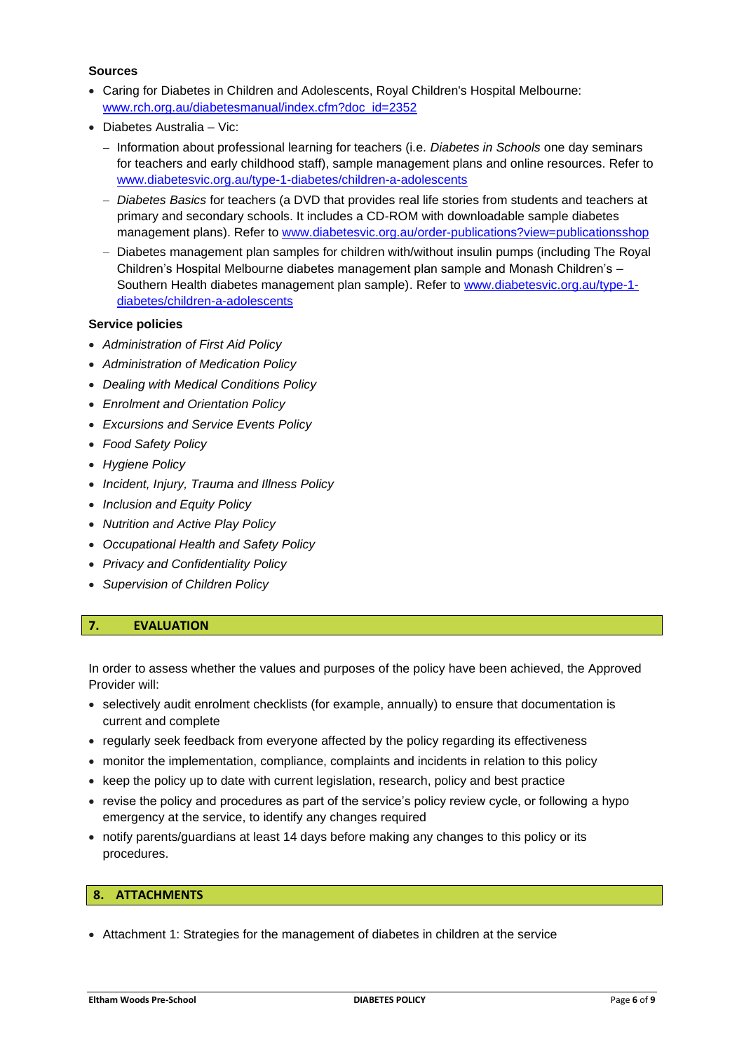**Sources**

- Caring for Diabetes in Children and Adolescents, Royal Children's Hospital Melbourne: www.rch.org.au/diabetesmanual/index.cfm?doc_id=2352
- Diabetes Australia – Vic:
  - Information about professional learning for teachers (i.e. *Diabetes in Schools* one day seminars for teachers and early childhood staff), sample management plans and online resources. Refer to www.diabetesvic.org.au/type-1-diabetes/children-a-adolescents
  - *Diabetes Basics* for teachers (a DVD that provides real life stories from students and teachers at primary and secondary schools. It includes a CD-ROM with downloadable sample diabetes management plans). Refer to www.diabetesvic.org.au/order-publications?view=publicationsshop
  - Diabetes management plan samples for children with/without insulin pumps (including The Royal Children's Hospital Melbourne diabetes management plan sample and Monash Children's – Southern Health diabetes management plan sample). Refer to www.diabetesvic.org.au/type-1-diabetes/children-a-adolescents

**Service policies**

- *Administration of First Aid Policy*
- *Administration of Medication Policy*
- *Dealing with Medical Conditions Policy*
- *Enrolment and Orientation Policy*
- *Excursions and Service Events Policy*
- *Food Safety Policy*
- *Hygiene Policy*
- *Incident, Injury, Trauma and Illness Policy*
- *Inclusion and Equity Policy*
- *Nutrition and Active Play Policy*
- *Occupational Health and Safety Policy*
- *Privacy and Confidentiality Policy*
- *Supervision of Children Policy*

## 7. EVALUATION

In order to assess whether the values and purposes of the policy have been achieved, the Approved Provider will:

- selectively audit enrolment checklists (for example, annually) to ensure that documentation is current and complete
- regularly seek feedback from everyone affected by the policy regarding its effectiveness
- monitor the implementation, compliance, complaints and incidents in relation to this policy
- keep the policy up to date with current legislation, research, policy and best practice
- revise the policy and procedures as part of the service's policy review cycle, or following a hypo emergency at the service, to identify any changes required
- notify parents/guardians at least 14 days before making any changes to this policy or its procedures.

## 8. ATTACHMENTS

- Attachment 1: Strategies for the management of diabetes in children at the service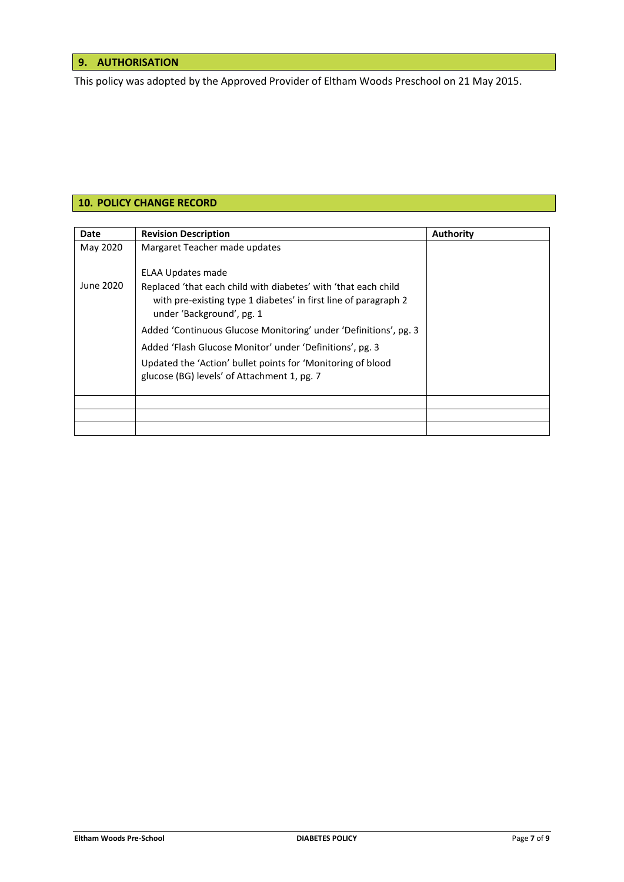## 9. AUTHORISATION

This policy was adopted by the Approved Provider of Eltham Woods Preschool on 21 May 2015.

## 10. POLICY CHANGE RECORD

| Date | Revision Description | Authority |
|---|---|---|
| May 2020<br><br>June 2020 | Margaret Teacher made updates<br><br>ELAA Updates made<br>Replaced 'that each child with diabetes' with 'that each child with pre-existing type 1 diabetes' in first line of paragraph 2 under 'Background', pg. 1<br>Added 'Continuous Glucose Monitoring' under 'Definitions', pg. 3<br>Added 'Flash Glucose Monitor' under 'Definitions', pg. 3<br>Updated the 'Action' bullet points for 'Monitoring of blood glucose (BG) levels' of Attachment 1, pg. 7 | |
| | | |
| | | |
| | | |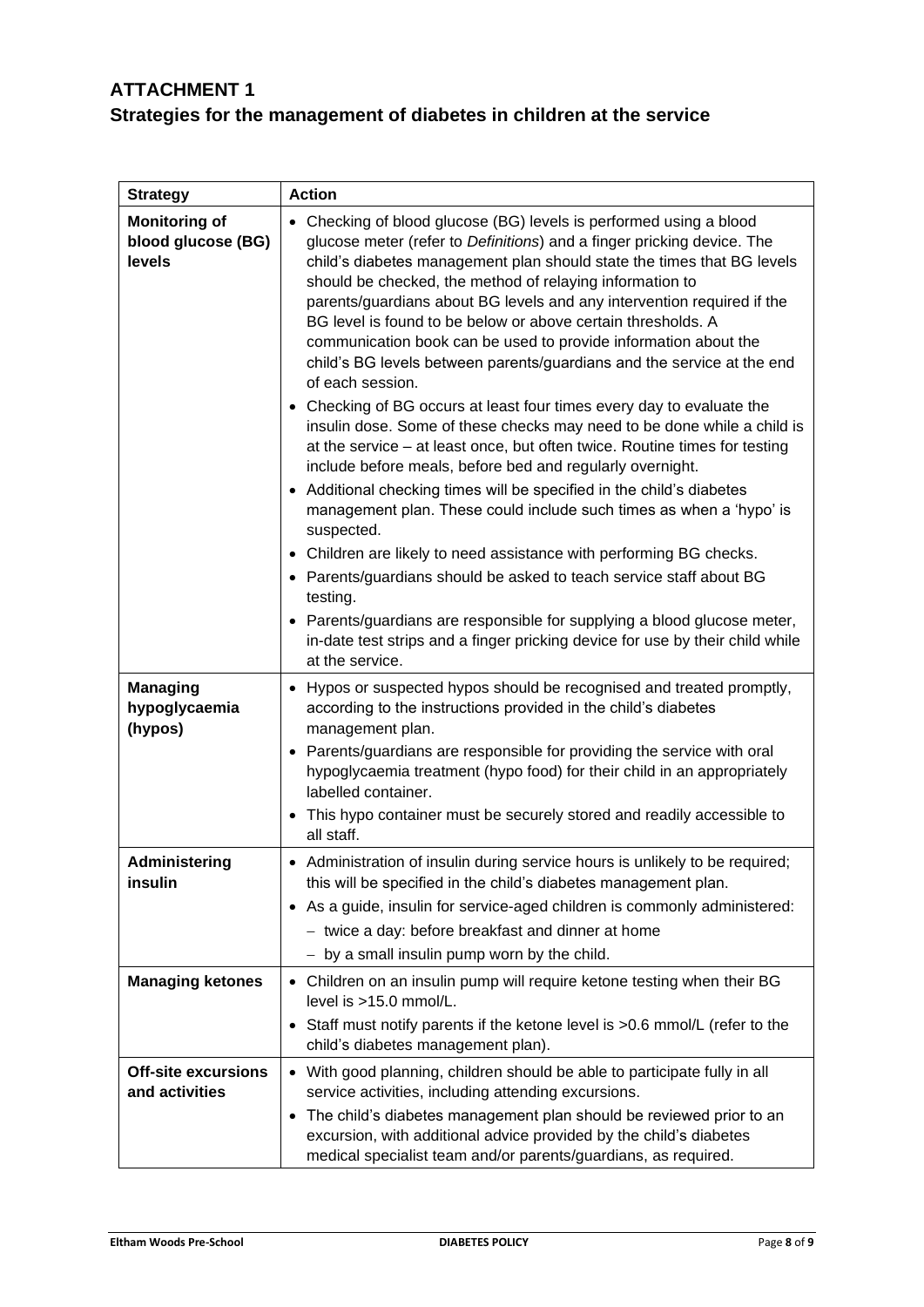# ATTACHMENT 1

## Strategies for the management of diabetes in children at the service

| Strategy | Action |
|---|---|
| **Monitoring of blood glucose (BG) levels** | • Checking of blood glucose (BG) levels is performed using a blood glucose meter (refer to *Definitions*) and a finger pricking device. The child's diabetes management plan should state the times that BG levels should be checked, the method of relaying information to parents/guardians about BG levels and any intervention required if the BG level is found to be below or above certain thresholds. A communication book can be used to provide information about the child's BG levels between parents/guardians and the service at the end of each session.<br>• Checking of BG occurs at least four times every day to evaluate the insulin dose. Some of these checks may need to be done while a child is at the service – at least once, but often twice. Routine times for testing include before meals, before bed and regularly overnight.<br>• Additional checking times will be specified in the child's diabetes management plan. These could include such times as when a 'hypo' is suspected.<br>• Children are likely to need assistance with performing BG checks.<br>• Parents/guardians should be asked to teach service staff about BG testing.<br>• Parents/guardians are responsible for supplying a blood glucose meter, in-date test strips and a finger pricking device for use by their child while at the service. |
| **Managing hypoglycaemia (hypos)** | • Hypos or suspected hypos should be recognised and treated promptly, according to the instructions provided in the child's diabetes management plan.<br>• Parents/guardians are responsible for providing the service with oral hypoglycaemia treatment (hypo food) for their child in an appropriately labelled container.<br>• This hypo container must be securely stored and readily accessible to all staff. |
| **Administering insulin** | • Administration of insulin during service hours is unlikely to be required; this will be specified in the child's diabetes management plan.<br>• As a guide, insulin for service-aged children is commonly administered:<br>– twice a day: before breakfast and dinner at home<br>– by a small insulin pump worn by the child. |
| **Managing ketones** | • Children on an insulin pump will require ketone testing when their BG level is >15.0 mmol/L.<br>• Staff must notify parents if the ketone level is >0.6 mmol/L (refer to the child's diabetes management plan). |
| **Off-site excursions and activities** | • With good planning, children should be able to participate fully in all service activities, including attending excursions.<br>• The child's diabetes management plan should be reviewed prior to an excursion, with additional advice provided by the child's diabetes medical specialist team and/or parents/guardians, as required. |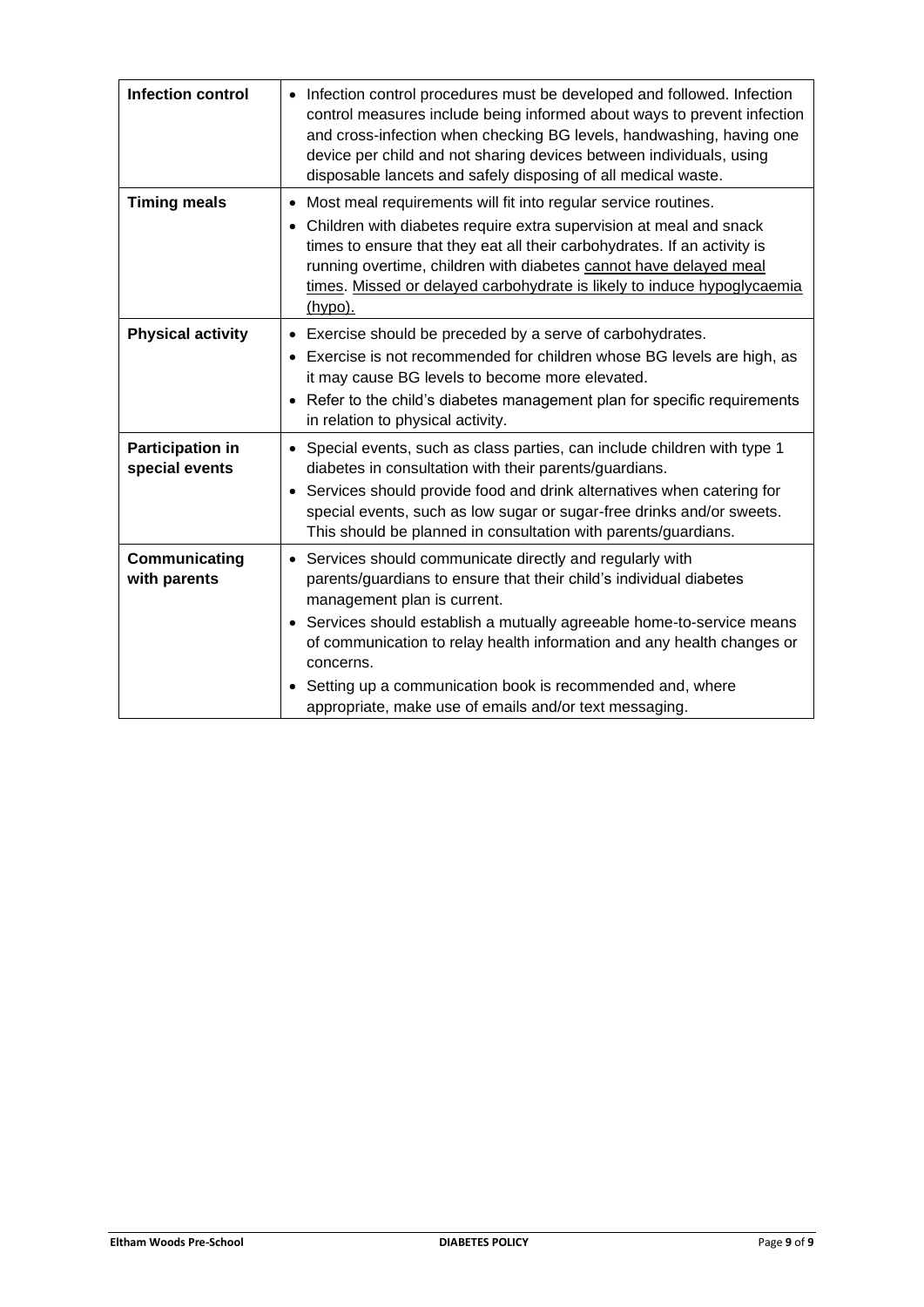| | |
|---|---|
| **Infection control** | • Infection control procedures must be developed and followed. Infection control measures include being informed about ways to prevent infection and cross-infection when checking BG levels, handwashing, having one device per child and not sharing devices between individuals, using disposable lancets and safely disposing of all medical waste. |
| **Timing meals** | • Most meal requirements will fit into regular service routines.<br>• Children with diabetes require extra supervision at meal and snack times to ensure that they eat all their carbohydrates. If an activity is running overtime, children with diabetes <u>cannot have delayed meal times</u>. <u>Missed or delayed carbohydrate is likely to induce hypoglycaemia (hypo).</u> |
| **Physical activity** | • Exercise should be preceded by a serve of carbohydrates.<br>• Exercise is not recommended for children whose BG levels are high, as it may cause BG levels to become more elevated.<br>• Refer to the child's diabetes management plan for specific requirements in relation to physical activity. |
| **Participation in special events** | • Special events, such as class parties, can include children with type 1 diabetes in consultation with their parents/guardians.<br>• Services should provide food and drink alternatives when catering for special events, such as low sugar or sugar-free drinks and/or sweets. This should be planned in consultation with parents/guardians. |
| **Communicating with parents** | • Services should communicate directly and regularly with parents/guardians to ensure that their child's individual diabetes management plan is current.<br>• Services should establish a mutually agreeable home-to-service means of communication to relay health information and any health changes or concerns.<br>• Setting up a communication book is recommended and, where appropriate, make use of emails and/or text messaging. |